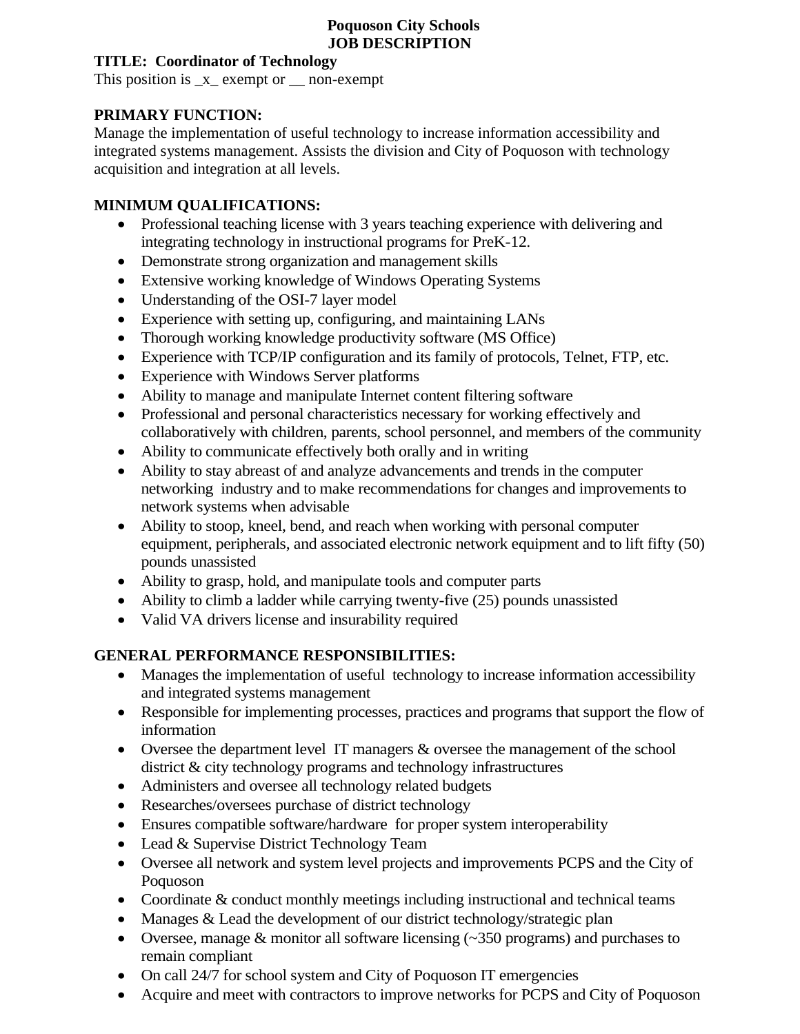**Poquoson City Schools**
**JOB DESCRIPTION**

**TITLE: Coordinator of Technology**
This position is _x_ exempt or __ non-exempt

**PRIMARY FUNCTION:**
Manage the implementation of useful technology to increase information accessibility and integrated systems management. Assists the division and City of Poquoson with technology acquisition and integration at all levels.

**MINIMUM QUALIFICATIONS:**

- Professional teaching license with 3 years teaching experience with delivering and integrating technology in instructional programs for PreK-12.
- Demonstrate strong organization and management skills
- Extensive working knowledge of Windows Operating Systems
- Understanding of the OSI-7 layer model
- Experience with setting up, configuring, and maintaining LANs
- Thorough working knowledge productivity software (MS Office)
- Experience with TCP/IP configuration and its family of protocols, Telnet, FTP, etc.
- Experience with Windows Server platforms
- Ability to manage and manipulate Internet content filtering software
- Professional and personal characteristics necessary for working effectively and collaboratively with children, parents, school personnel, and members of the community
- Ability to communicate effectively both orally and in writing
- Ability to stay abreast of and analyze advancements and trends in the computer networking industry and to make recommendations for changes and improvements to network systems when advisable
- Ability to stoop, kneel, bend, and reach when working with personal computer equipment, peripherals, and associated electronic network equipment and to lift fifty (50) pounds unassisted
- Ability to grasp, hold, and manipulate tools and computer parts
- Ability to climb a ladder while carrying twenty-five (25) pounds unassisted
- Valid VA drivers license and insurability required

**GENERAL PERFORMANCE RESPONSIBILITIES:**

- Manages the implementation of useful technology to increase information accessibility and integrated systems management
- Responsible for implementing processes, practices and programs that support the flow of information
- Oversee the department level IT managers & oversee the management of the school district & city technology programs and technology infrastructures
- Administers and oversee all technology related budgets
- Researches/oversees purchase of district technology
- Ensures compatible software/hardware for proper system interoperability
- Lead & Supervise District Technology Team
- Oversee all network and system level projects and improvements PCPS and the City of Poquoson
- Coordinate & conduct monthly meetings including instructional and technical teams
- Manages & Lead the development of our district technology/strategic plan
- Oversee, manage & monitor all software licensing (~350 programs) and purchases to remain compliant
- On call 24/7 for school system and City of Poquoson IT emergencies
- Acquire and meet with contractors to improve networks for PCPS and City of Poquoson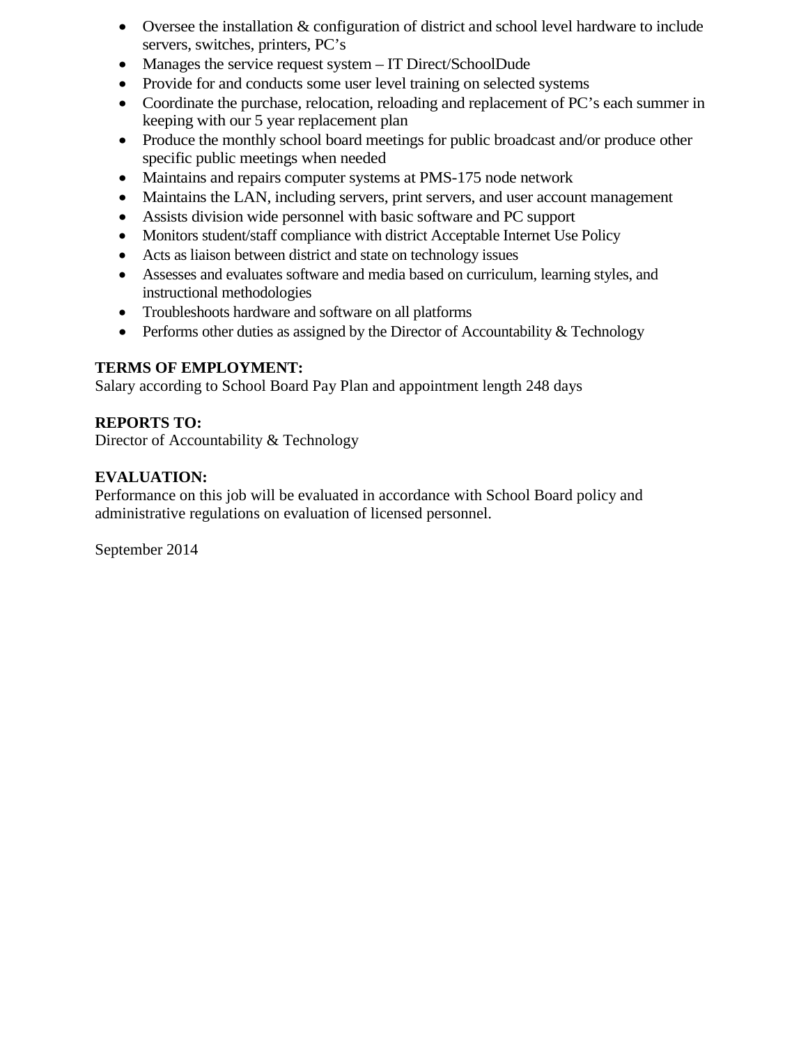- Oversee the installation & configuration of district and school level hardware to include servers, switches, printers, PC's
- Manages the service request system – IT Direct/SchoolDude
- Provide for and conducts some user level training on selected systems
- Coordinate the purchase, relocation, reloading and replacement of PC's each summer in keeping with our 5 year replacement plan
- Produce the monthly school board meetings for public broadcast and/or produce other specific public meetings when needed
- Maintains and repairs computer systems at PMS-175 node network
- Maintains the LAN, including servers, print servers, and user account management
- Assists division wide personnel with basic software and PC support
- Monitors student/staff compliance with district Acceptable Internet Use Policy
- Acts as liaison between district and state on technology issues
- Assesses and evaluates software and media based on curriculum, learning styles, and instructional methodologies
- Troubleshoots hardware and software on all platforms
- Performs other duties as assigned by the Director of Accountability & Technology

**TERMS OF EMPLOYMENT:**
Salary according to School Board Pay Plan and appointment length 248 days

**REPORTS TO:**
Director of Accountability & Technology

**EVALUATION:**
Performance on this job will be evaluated in accordance with School Board policy and administrative regulations on evaluation of licensed personnel.

September 2014